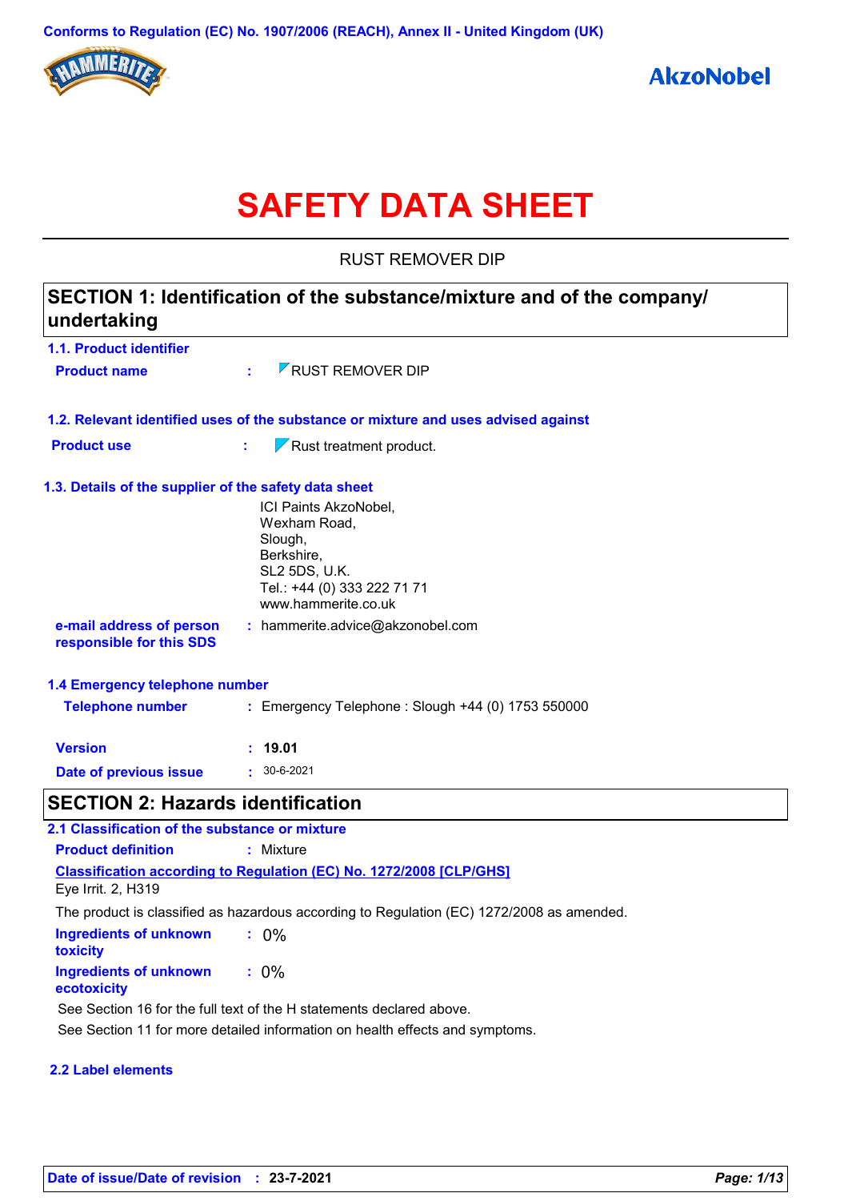Conforms to Regulation (EC) No. 1907/2006 (REACH), Annex II - United Kingdom (UK)

HAMMERITE

AkzoNobel

# SAFETY DATA SHEET

RUST REMOVER DIP

## SECTION 1: Identification of the substance/mixture and of the company/ undertaking

### 1.1. Product identifier

**Product name** : RUST REMOVER DIP

### 1.2. Relevant identified uses of the substance or mixture and uses advised against

**Product use** : Rust treatment product.

### 1.3. Details of the supplier of the safety data sheet

ICI Paints AkzoNobel,
Wexham Road,
Slough,
Berkshire,
SL2 5DS, U.K.
Tel.: +44 (0) 333 222 71 71
www.hammerite.co.uk

**e-mail address of person responsible for this SDS** : hammerite.advice@akzonobel.com

### 1.4 Emergency telephone number

**Telephone number** : Emergency Telephone : Slough +44 (0) 1753 550000

**Version** : **19.01**

**Date of previous issue** : 30-6-2021

## SECTION 2: Hazards identification

### 2.1 Classification of the substance or mixture

**Product definition** : Mixture

**Classification according to Regulation (EC) No. 1272/2008 [CLP/GHS]**

Eye Irrit. 2, H319

The product is classified as hazardous according to Regulation (EC) 1272/2008 as amended.

**Ingredients of unknown toxicity** : 0%

**Ingredients of unknown ecotoxicity** : 0%

See Section 16 for the full text of the H statements declared above.

See Section 11 for more detailed information on health effects and symptoms.

### 2.2 Label elements

**Date of issue/Date of revision** : **23-7-2021**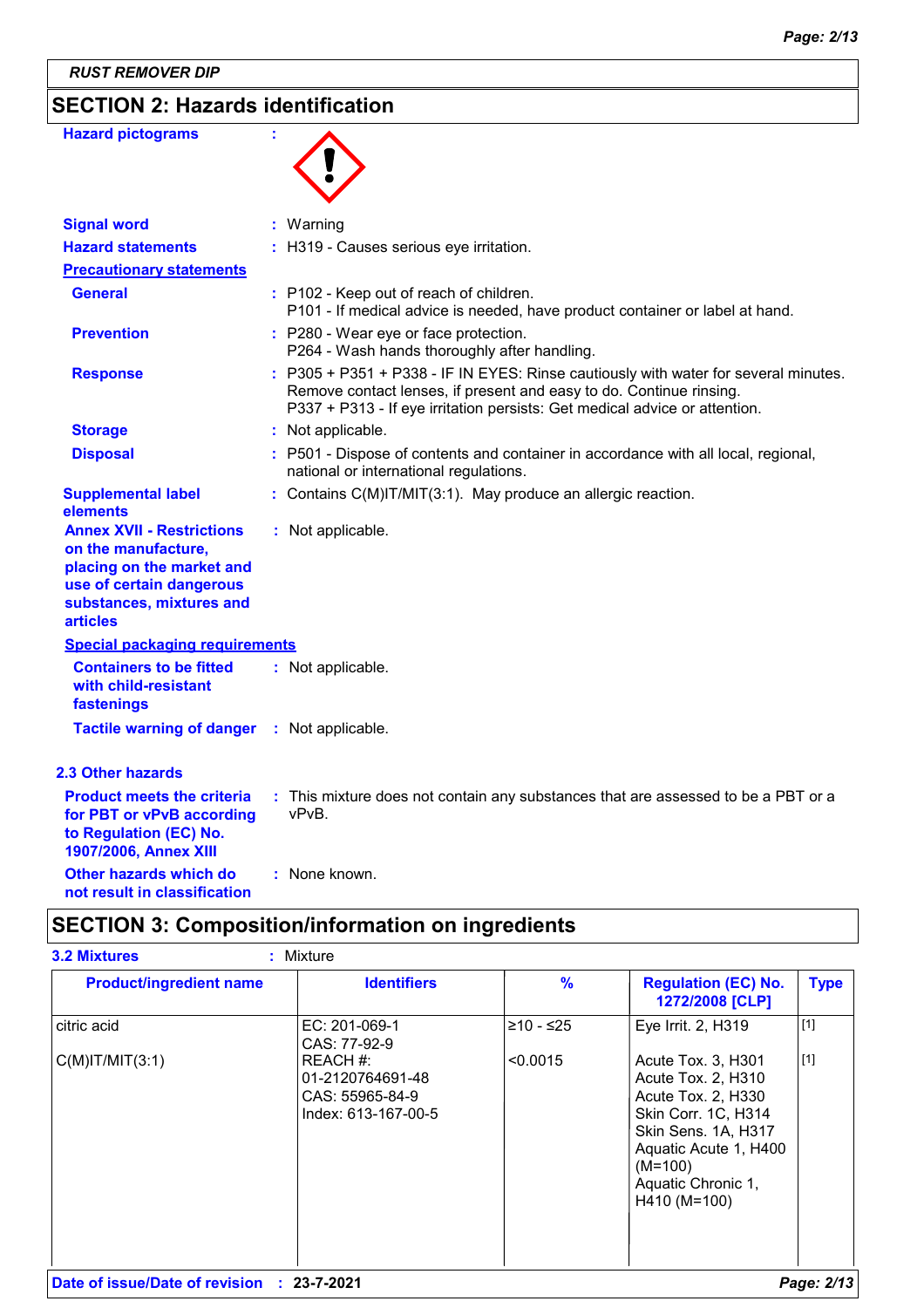## SECTION 2: Hazards identification

**Hazard pictograms** :

**Signal word** : Warning

**Hazard statements** : H319 - Causes serious eye irritation.

**Precautionary statements**

**General** : P102 - Keep out of reach of children.
P101 - If medical advice is needed, have product container or label at hand.

**Prevention** : P280 - Wear eye or face protection.
P264 - Wash hands thoroughly after handling.

**Response** : P305 + P351 + P338 - IF IN EYES: Rinse cautiously with water for several minutes. Remove contact lenses, if present and easy to do. Continue rinsing.
P337 + P313 - If eye irritation persists: Get medical advice or attention.

**Storage** : Not applicable.

**Disposal** : P501 - Dispose of contents and container in accordance with all local, regional, national or international regulations.

**Supplemental label elements** : Contains C(M)IT/MIT(3:1). May produce an allergic reaction.

**Annex XVII - Restrictions on the manufacture, placing on the market and use of certain dangerous substances, mixtures and articles** : Not applicable.

**Special packaging requirements**

**Containers to be fitted with child-resistant fastenings** : Not applicable.

**Tactile warning of danger** : Not applicable.

### 2.3 Other hazards

**Product meets the criteria for PBT or vPvB according to Regulation (EC) No. 1907/2006, Annex XIII** : This mixture does not contain any substances that are assessed to be a PBT or a vPvB.

**Other hazards which do not result in classification** : None known.

## SECTION 3: Composition/information on ingredients

**3.2 Mixtures** : Mixture

| Product/ingredient name | Identifiers | % | Regulation (EC) No. 1272/2008 [CLP] | Type |
|---|---|---|---|---|
| citric acid | EC: 201-069-1<br>CAS: 77-92-9 | ≥10 - ≤25 | Eye Irrit. 2, H319 | [1] |
| C(M)IT/MIT(3:1) | REACH #: 01-2120764691-48<br>CAS: 55965-84-9<br>Index: 613-167-00-5 | <0.0015 | Acute Tox. 3, H301<br>Acute Tox. 2, H310<br>Acute Tox. 2, H330<br>Skin Corr. 1C, H314<br>Skin Sens. 1A, H317<br>Aquatic Acute 1, H400 (M=100)<br>Aquatic Chronic 1, H410 (M=100) | [1] |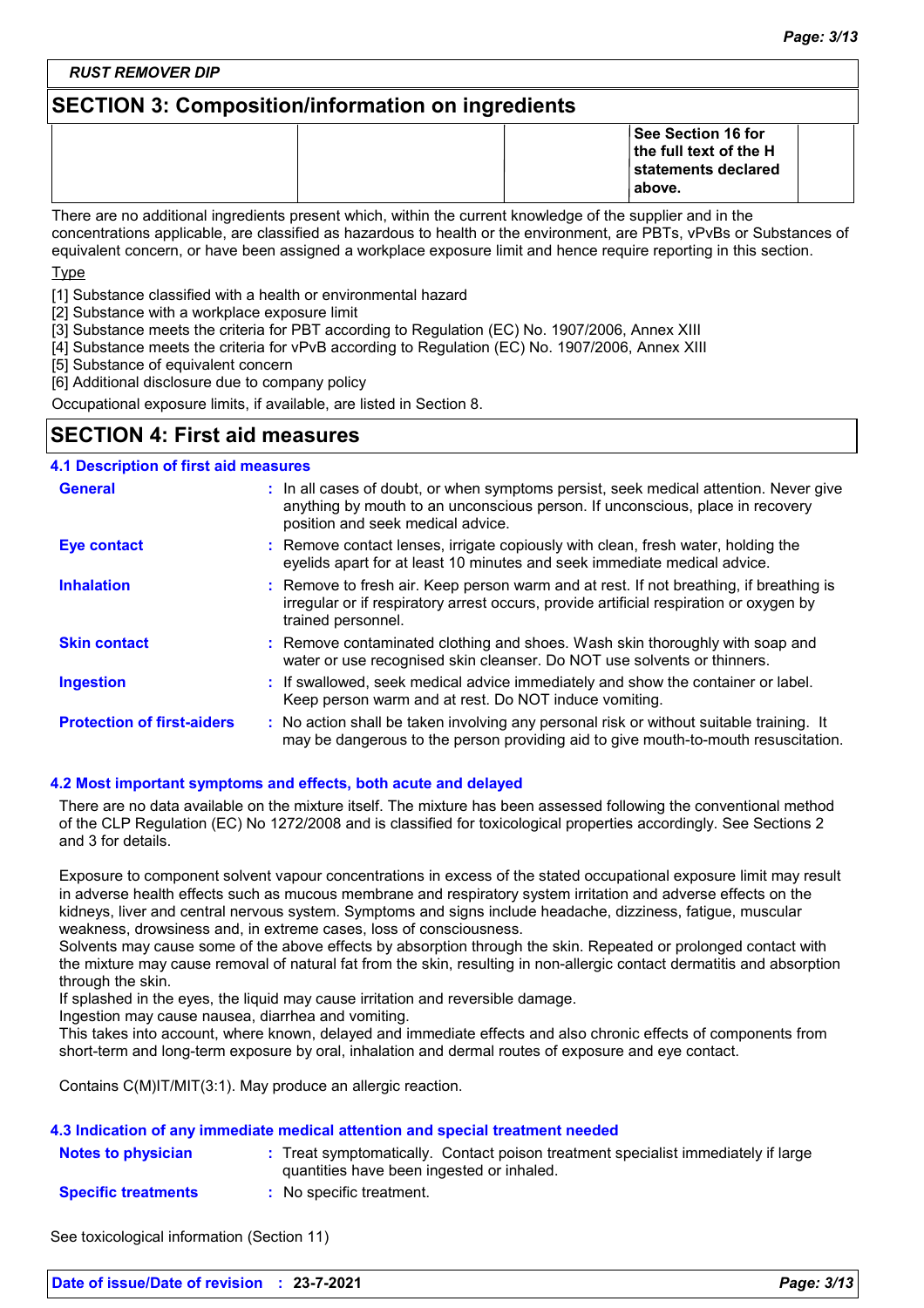RUST REMOVER DIP

## SECTION 3: Composition/information on ingredients

| | | | See Section 16 for the full text of the H statements declared above. | |
|---|---|---|---|---|

There are no additional ingredients present which, within the current knowledge of the supplier and in the concentrations applicable, are classified as hazardous to health or the environment, are PBTs, vPvBs or Substances of equivalent concern, or have been assigned a workplace exposure limit and hence require reporting in this section.

Type

[1] Substance classified with a health or environmental hazard
[2] Substance with a workplace exposure limit
[3] Substance meets the criteria for PBT according to Regulation (EC) No. 1907/2006, Annex XIII
[4] Substance meets the criteria for vPvB according to Regulation (EC) No. 1907/2006, Annex XIII
[5] Substance of equivalent concern
[6] Additional disclosure due to company policy

Occupational exposure limits, if available, are listed in Section 8.

## SECTION 4: First aid measures

### 4.1 Description of first aid measures

**General** : In all cases of doubt, or when symptoms persist, seek medical attention. Never give anything by mouth to an unconscious person. If unconscious, place in recovery position and seek medical advice.

**Eye contact** : Remove contact lenses, irrigate copiously with clean, fresh water, holding the eyelids apart for at least 10 minutes and seek immediate medical advice.

**Inhalation** : Remove to fresh air. Keep person warm and at rest. If not breathing, if breathing is irregular or if respiratory arrest occurs, provide artificial respiration or oxygen by trained personnel.

**Skin contact** : Remove contaminated clothing and shoes. Wash skin thoroughly with soap and water or use recognised skin cleanser. Do NOT use solvents or thinners.

**Ingestion** : If swallowed, seek medical advice immediately and show the container or label. Keep person warm and at rest. Do NOT induce vomiting.

**Protection of first-aiders** : No action shall be taken involving any personal risk or without suitable training. It may be dangerous to the person providing aid to give mouth-to-mouth resuscitation.

### 4.2 Most important symptoms and effects, both acute and delayed

There are no data available on the mixture itself. The mixture has been assessed following the conventional method of the CLP Regulation (EC) No 1272/2008 and is classified for toxicological properties accordingly. See Sections 2 and 3 for details.

Exposure to component solvent vapour concentrations in excess of the stated occupational exposure limit may result in adverse health effects such as mucous membrane and respiratory system irritation and adverse effects on the kidneys, liver and central nervous system. Symptoms and signs include headache, dizziness, fatigue, muscular weakness, drowsiness and, in extreme cases, loss of consciousness.
Solvents may cause some of the above effects by absorption through the skin. Repeated or prolonged contact with the mixture may cause removal of natural fat from the skin, resulting in non-allergic contact dermatitis and absorption through the skin.
If splashed in the eyes, the liquid may cause irritation and reversible damage.
Ingestion may cause nausea, diarrhea and vomiting.
This takes into account, where known, delayed and immediate effects and also chronic effects of components from short-term and long-term exposure by oral, inhalation and dermal routes of exposure and eye contact.

Contains C(M)IT/MIT(3:1). May produce an allergic reaction.

### 4.3 Indication of any immediate medical attention and special treatment needed

**Notes to physician** : Treat symptomatically. Contact poison treatment specialist immediately if large quantities have been ingested or inhaled.

**Specific treatments** : No specific treatment.

See toxicological information (Section 11)

**Date of issue/Date of revision** : 23-7-2021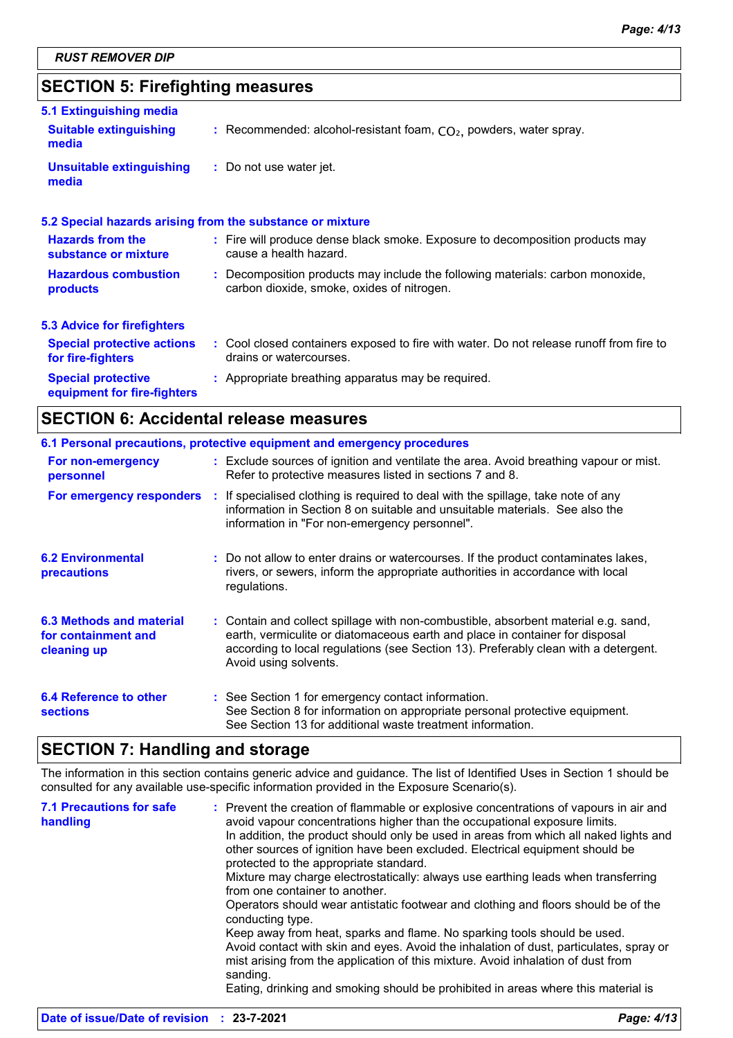## SECTION 5: Firefighting measures

### 5.1 Extinguishing media

| | |
|---|---|
| **Suitable extinguishing media** | : Recommended: alcohol-resistant foam, $CO_2$, powders, water spray. |
| **Unsuitable extinguishing media** | : Do not use water jet. |

### 5.2 Special hazards arising from the substance or mixture

| | |
|---|---|
| **Hazards from the substance or mixture** | : Fire will produce dense black smoke. Exposure to decomposition products may cause a health hazard. |
| **Hazardous combustion products** | : Decomposition products may include the following materials: carbon monoxide, carbon dioxide, smoke, oxides of nitrogen. |

### 5.3 Advice for firefighters

| | |
|---|---|
| **Special protective actions for fire-fighters** | : Cool closed containers exposed to fire with water. Do not release runoff from fire to drains or watercourses. |
| **Special protective equipment for fire-fighters** | : Appropriate breathing apparatus may be required. |

## SECTION 6: Accidental release measures

### 6.1 Personal precautions, protective equipment and emergency procedures

| | |
|---|---|
| **For non-emergency personnel** | : Exclude sources of ignition and ventilate the area. Avoid breathing vapour or mist. Refer to protective measures listed in sections 7 and 8. |
| **For emergency responders** | : If specialised clothing is required to deal with the spillage, take note of any information in Section 8 on suitable and unsuitable materials. See also the information in "For non-emergency personnel". |

| | |
|---|---|
| **6.2 Environmental precautions** | : Do not allow to enter drains or watercourses. If the product contaminates lakes, rivers, or sewers, inform the appropriate authorities in accordance with local regulations. |
| **6.3 Methods and material for containment and cleaning up** | : Contain and collect spillage with non-combustible, absorbent material e.g. sand, earth, vermiculite or diatomaceous earth and place in container for disposal according to local regulations (see Section 13). Preferably clean with a detergent. Avoid using solvents. |
| **6.4 Reference to other sections** | : See Section 1 for emergency contact information. See Section 8 for information on appropriate personal protective equipment. See Section 13 for additional waste treatment information. |

## SECTION 7: Handling and storage

The information in this section contains generic advice and guidance. The list of Identified Uses in Section 1 should be consulted for any available use-specific information provided in the Exposure Scenario(s).

**7.1 Precautions for safe handling** : Prevent the creation of flammable or explosive concentrations of vapours in air and avoid vapour concentrations higher than the occupational exposure limits.
In addition, the product should only be used in areas from which all naked lights and other sources of ignition have been excluded. Electrical equipment should be protected to the appropriate standard.
Mixture may charge electrostatically: always use earthing leads when transferring from one container to another.
Operators should wear antistatic footwear and clothing and floors should be of the conducting type.
Keep away from heat, sparks and flame. No sparking tools should be used.
Avoid contact with skin and eyes. Avoid the inhalation of dust, particulates, spray or mist arising from the application of this mixture. Avoid inhalation of dust from sanding.
Eating, drinking and smoking should be prohibited in areas where this material is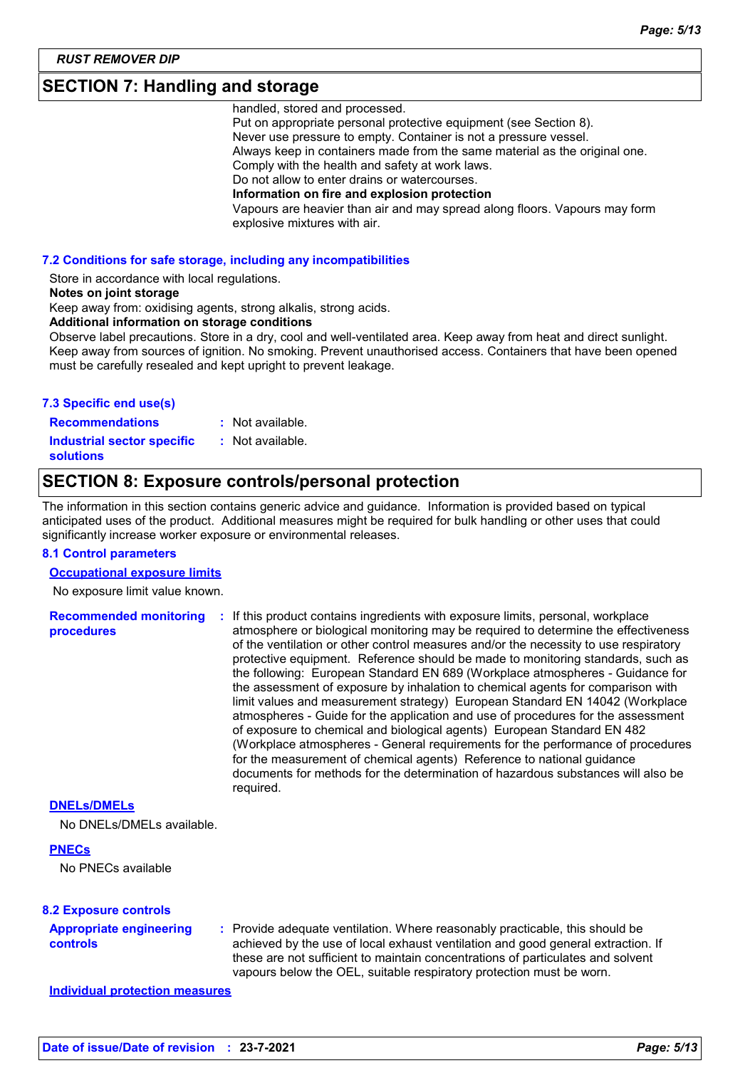## SECTION 7: Handling and storage

handled, stored and processed.
Put on appropriate personal protective equipment (see Section 8).
Never use pressure to empty. Container is not a pressure vessel.
Always keep in containers made from the same material as the original one.
Comply with the health and safety at work laws.
Do not allow to enter drains or watercourses.

**Information on fire and explosion protection**

Vapours are heavier than air and may spread along floors. Vapours may form explosive mixtures with air.

### 7.2 Conditions for safe storage, including any incompatibilities

Store in accordance with local regulations.

**Notes on joint storage**

Keep away from: oxidising agents, strong alkalis, strong acids.

**Additional information on storage conditions**

Observe label precautions. Store in a dry, cool and well-ventilated area. Keep away from heat and direct sunlight. Keep away from sources of ignition. No smoking. Prevent unauthorised access. Containers that have been opened must be carefully resealed and kept upright to prevent leakage.

### 7.3 Specific end use(s)

**Recommendations** : Not available.

**Industrial sector specific solutions** : Not available.

## SECTION 8: Exposure controls/personal protection

The information in this section contains generic advice and guidance. Information is provided based on typical anticipated uses of the product. Additional measures might be required for bulk handling or other uses that could significantly increase worker exposure or environmental releases.

### 8.1 Control parameters

**Occupational exposure limits**

No exposure limit value known.

**Recommended monitoring procedures** : If this product contains ingredients with exposure limits, personal, workplace atmosphere or biological monitoring may be required to determine the effectiveness of the ventilation or other control measures and/or the necessity to use respiratory protective equipment. Reference should be made to monitoring standards, such as the following: European Standard EN 689 (Workplace atmospheres - Guidance for the assessment of exposure by inhalation to chemical agents for comparison with limit values and measurement strategy) European Standard EN 14042 (Workplace atmospheres - Guide for the application and use of procedures for the assessment of exposure to chemical and biological agents) European Standard EN 482 (Workplace atmospheres - General requirements for the performance of procedures for the measurement of chemical agents) Reference to national guidance documents for methods for the determination of hazardous substances will also be required.

**DNELs/DMELs**

No DNELs/DMELs available.

**PNECs**

No PNECs available

### 8.2 Exposure controls

**Appropriate engineering controls** : Provide adequate ventilation. Where reasonably practicable, this should be achieved by the use of local exhaust ventilation and good general extraction. If these are not sufficient to maintain concentrations of particulates and solvent vapours below the OEL, suitable respiratory protection must be worn.

**Individual protection measures**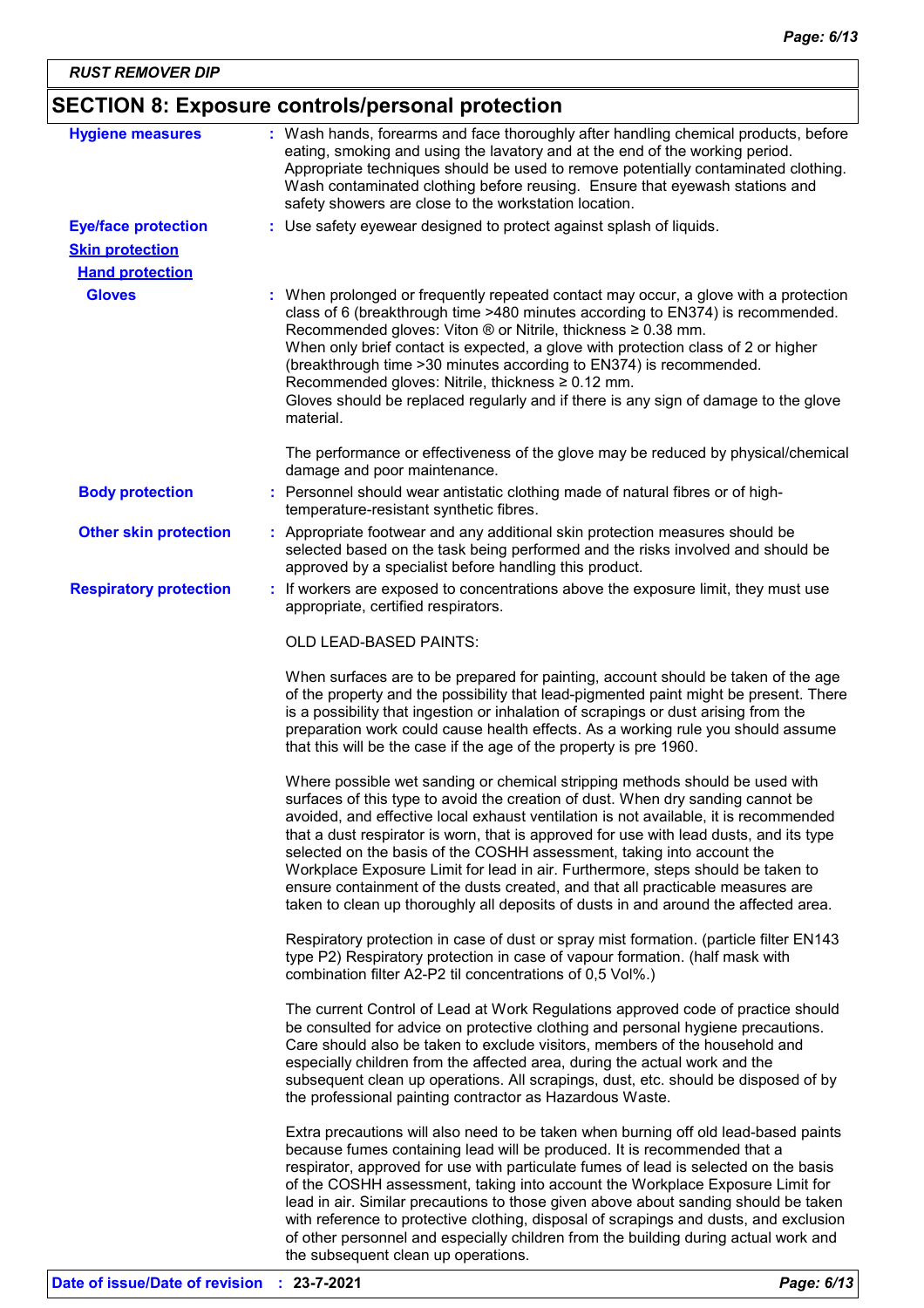**RUST REMOVER DIP**

## SECTION 8: Exposure controls/personal protection

**Hygiene measures** : Wash hands, forearms and face thoroughly after handling chemical products, before eating, smoking and using the lavatory and at the end of the working period. Appropriate techniques should be used to remove potentially contaminated clothing. Wash contaminated clothing before reusing. Ensure that eyewash stations and safety showers are close to the workstation location.

**Eye/face protection** : Use safety eyewear designed to protect against splash of liquids.

**Skin protection**

**Hand protection**

**Gloves** : When prolonged or frequently repeated contact may occur, a glove with a protection class of 6 (breakthrough time >480 minutes according to EN374) is recommended. Recommended gloves: Viton ® or Nitrile, thickness ≥ 0.38 mm.
When only brief contact is expected, a glove with protection class of 2 or higher (breakthrough time >30 minutes according to EN374) is recommended.
Recommended gloves: Nitrile, thickness ≥ 0.12 mm.
Gloves should be replaced regularly and if there is any sign of damage to the glove material.

The performance or effectiveness of the glove may be reduced by physical/chemical damage and poor maintenance.

**Body protection** : Personnel should wear antistatic clothing made of natural fibres or of high-temperature-resistant synthetic fibres.

**Other skin protection** : Appropriate footwear and any additional skin protection measures should be selected based on the task being performed and the risks involved and should be approved by a specialist before handling this product.

**Respiratory protection** : If workers are exposed to concentrations above the exposure limit, they must use appropriate, certified respirators.

OLD LEAD-BASED PAINTS:

When surfaces are to be prepared for painting, account should be taken of the age of the property and the possibility that lead-pigmented paint might be present. There is a possibility that ingestion or inhalation of scrapings or dust arising from the preparation work could cause health effects. As a working rule you should assume that this will be the case if the age of the property is pre 1960.

Where possible wet sanding or chemical stripping methods should be used with surfaces of this type to avoid the creation of dust. When dry sanding cannot be avoided, and effective local exhaust ventilation is not available, it is recommended that a dust respirator is worn, that is approved for use with lead dusts, and its type selected on the basis of the COSHH assessment, taking into account the Workplace Exposure Limit for lead in air. Furthermore, steps should be taken to ensure containment of the dusts created, and that all practicable measures are taken to clean up thoroughly all deposits of dusts in and around the affected area.

Respiratory protection in case of dust or spray mist formation. (particle filter EN143 type P2) Respiratory protection in case of vapour formation. (half mask with combination filter A2-P2 til concentrations of 0,5 Vol%.)

The current Control of Lead at Work Regulations approved code of practice should be consulted for advice on protective clothing and personal hygiene precautions. Care should also be taken to exclude visitors, members of the household and especially children from the affected area, during the actual work and the subsequent clean up operations. All scrapings, dust, etc. should be disposed of by the professional painting contractor as Hazardous Waste.

Extra precautions will also need to be taken when burning off old lead-based paints because fumes containing lead will be produced. It is recommended that a respirator, approved for use with particulate fumes of lead is selected on the basis of the COSHH assessment, taking into account the Workplace Exposure Limit for lead in air. Similar precautions to those given above about sanding should be taken with reference to protective clothing, disposal of scrapings and dusts, and exclusion of other personnel and especially children from the building during actual work and the subsequent clean up operations.

**Date of issue/Date of revision** : **23-7-2021**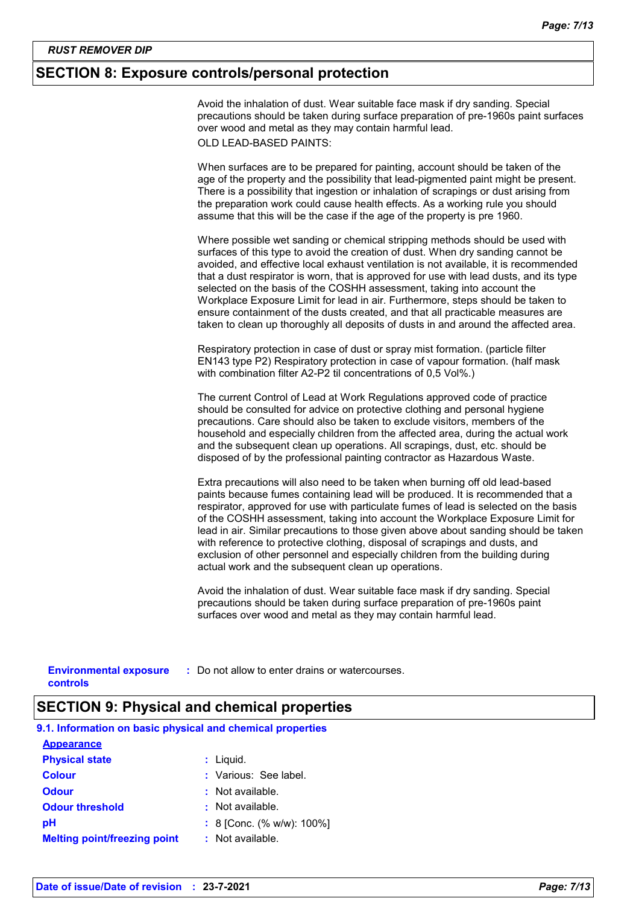RUST REMOVER DIP

## SECTION 8: Exposure controls/personal protection

Avoid the inhalation of dust. Wear suitable face mask if dry sanding. Special precautions should be taken during surface preparation of pre-1960s paint surfaces over wood and metal as they may contain harmful lead.

OLD LEAD-BASED PAINTS:

When surfaces are to be prepared for painting, account should be taken of the age of the property and the possibility that lead-pigmented paint might be present. There is a possibility that ingestion or inhalation of scrapings or dust arising from the preparation work could cause health effects. As a working rule you should assume that this will be the case if the age of the property is pre 1960.

Where possible wet sanding or chemical stripping methods should be used with surfaces of this type to avoid the creation of dust. When dry sanding cannot be avoided, and effective local exhaust ventilation is not available, it is recommended that a dust respirator is worn, that is approved for use with lead dusts, and its type selected on the basis of the COSHH assessment, taking into account the Workplace Exposure Limit for lead in air. Furthermore, steps should be taken to ensure containment of the dusts created, and that all practicable measures are taken to clean up thoroughly all deposits of dusts in and around the affected area.

Respiratory protection in case of dust or spray mist formation. (particle filter EN143 type P2) Respiratory protection in case of vapour formation. (half mask with combination filter A2-P2 til concentrations of 0,5 Vol%.)

The current Control of Lead at Work Regulations approved code of practice should be consulted for advice on protective clothing and personal hygiene precautions. Care should also be taken to exclude visitors, members of the household and especially children from the affected area, during the actual work and the subsequent clean up operations. All scrapings, dust, etc. should be disposed of by the professional painting contractor as Hazardous Waste.

Extra precautions will also need to be taken when burning off old lead-based paints because fumes containing lead will be produced. It is recommended that a respirator, approved for use with particulate fumes of lead is selected on the basis of the COSHH assessment, taking into account the Workplace Exposure Limit for lead in air. Similar precautions to those given above about sanding should be taken with reference to protective clothing, disposal of scrapings and dusts, and exclusion of other personnel and especially children from the building during actual work and the subsequent clean up operations.

Avoid the inhalation of dust. Wear suitable face mask if dry sanding. Special precautions should be taken during surface preparation of pre-1960s paint surfaces over wood and metal as they may contain harmful lead.

**Environmental exposure controls** : Do not allow to enter drains or watercourses.

## SECTION 9: Physical and chemical properties

### 9.1. Information on basic physical and chemical properties

**Appearance**

| | |
|---|---|
| **Physical state** | : Liquid. |
| **Colour** | : Various: See label. |
| **Odour** | : Not available. |
| **Odour threshold** | : Not available. |
| **pH** | : 8 [Conc. (% w/w): 100%] |
| **Melting point/freezing point** | : Not available. |

**Date of issue/Date of revision** : 23-7-2021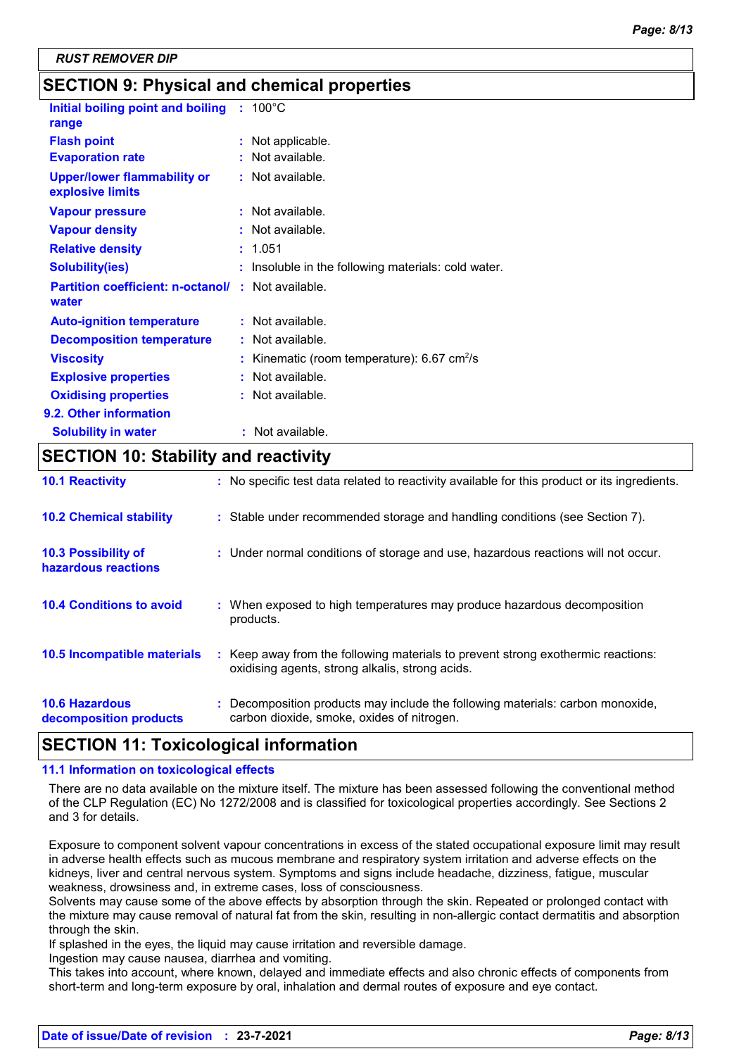## SECTION 9: Physical and chemical properties

| | |
|---|---|
| **Initial boiling point and boiling range** | : 100°C |
| **Flash point** | : Not applicable. |
| **Evaporation rate** | : Not available. |
| **Upper/lower flammability or explosive limits** | : Not available. |
| **Vapour pressure** | : Not available. |
| **Vapour density** | : Not available. |
| **Relative density** | : 1.051 |
| **Solubility(ies)** | : Insoluble in the following materials: cold water. |
| **Partition coefficient: n-octanol/ water** | : Not available. |
| **Auto-ignition temperature** | : Not available. |
| **Decomposition temperature** | : Not available. |
| **Viscosity** | : Kinematic (room temperature): 6.67 $cm^2$/s |
| **Explosive properties** | : Not available. |
| **Oxidising properties** | : Not available. |

**9.2. Other information**

| | |
|---|---|
| **Solubility in water** | : Not available. |

## SECTION 10: Stability and reactivity

| | |
|---|---|
| **10.1 Reactivity** | : No specific test data related to reactivity available for this product or its ingredients. |
| **10.2 Chemical stability** | : Stable under recommended storage and handling conditions (see Section 7). |
| **10.3 Possibility of hazardous reactions** | : Under normal conditions of storage and use, hazardous reactions will not occur. |
| **10.4 Conditions to avoid** | : When exposed to high temperatures may produce hazardous decomposition products. |
| **10.5 Incompatible materials** | : Keep away from the following materials to prevent strong exothermic reactions: oxidising agents, strong alkalis, strong acids. |
| **10.6 Hazardous decomposition products** | : Decomposition products may include the following materials: carbon monoxide, carbon dioxide, smoke, oxides of nitrogen. |

## SECTION 11: Toxicological information

### 11.1 Information on toxicological effects

There are no data available on the mixture itself. The mixture has been assessed following the conventional method of the CLP Regulation (EC) No 1272/2008 and is classified for toxicological properties accordingly. See Sections 2 and 3 for details.

Exposure to component solvent vapour concentrations in excess of the stated occupational exposure limit may result in adverse health effects such as mucous membrane and respiratory system irritation and adverse effects on the kidneys, liver and central nervous system. Symptoms and signs include headache, dizziness, fatigue, muscular weakness, drowsiness and, in extreme cases, loss of consciousness.
Solvents may cause some of the above effects by absorption through the skin. Repeated or prolonged contact with the mixture may cause removal of natural fat from the skin, resulting in non-allergic contact dermatitis and absorption through the skin.
If splashed in the eyes, the liquid may cause irritation and reversible damage.
Ingestion may cause nausea, diarrhea and vomiting.
This takes into account, where known, delayed and immediate effects and also chronic effects of components from short-term and long-term exposure by oral, inhalation and dermal routes of exposure and eye contact.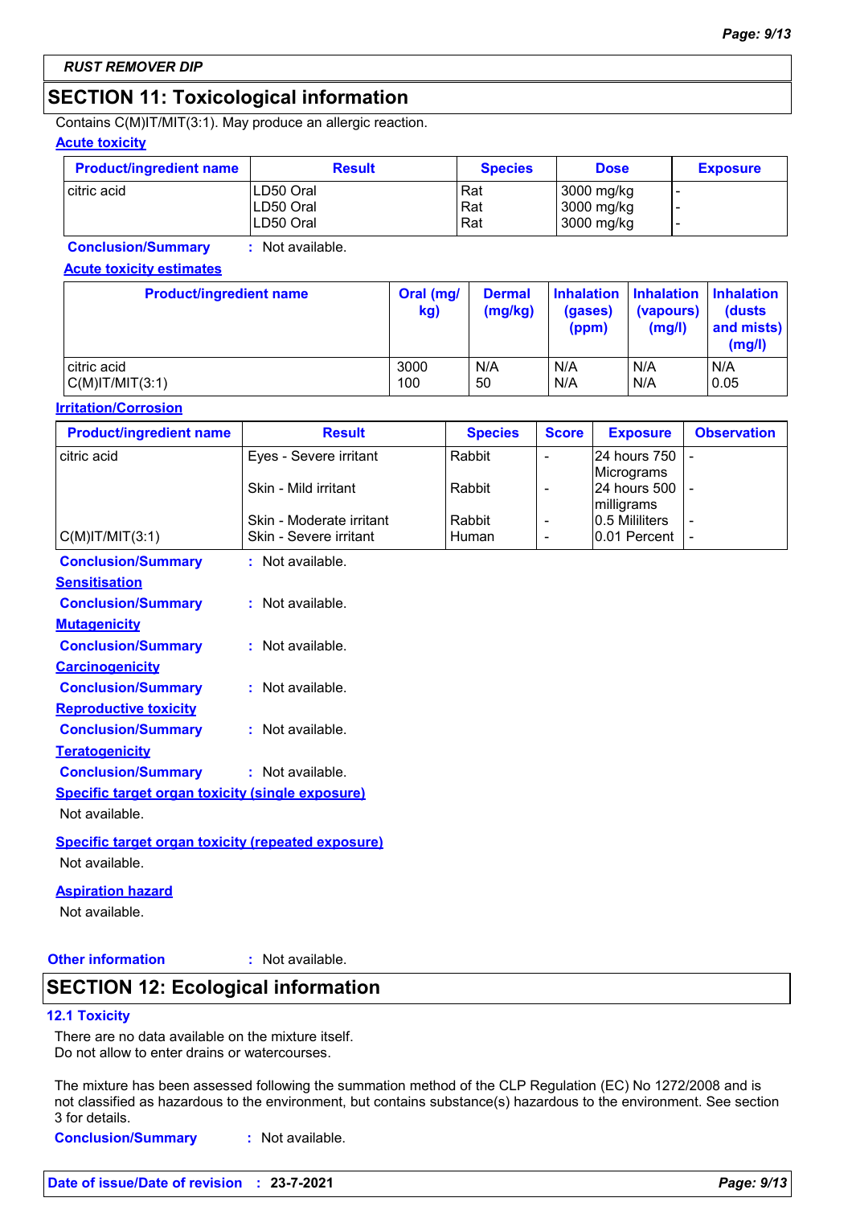RUST REMOVER DIP

## SECTION 11: Toxicological information

Contains C(M)IT/MIT(3:1). May produce an allergic reaction.

**Acute toxicity**

| Product/ingredient name | Result | Species | Dose | Exposure |
|---|---|---|---|---|
| citric acid | LD50 Oral<br>LD50 Oral<br>LD50 Oral | Rat<br>Rat<br>Rat | 3000 mg/kg<br>3000 mg/kg<br>3000 mg/kg | -<br>-<br>- |

**Conclusion/Summary** : Not available.

**Acute toxicity estimates**

| Product/ingredient name | Oral (mg/kg) | Dermal (mg/kg) | Inhalation (gases) (ppm) | Inhalation (vapours) (mg/l) | Inhalation (dusts and mists) (mg/l) |
|---|---|---|---|---|---|
| citric acid | 3000 | N/A | N/A | N/A | N/A |
| C(M)IT/MIT(3:1) | 100 | 50 | N/A | N/A | 0.05 |

**Irritation/Corrosion**

| Product/ingredient name | Result | Species | Score | Exposure | Observation |
|---|---|---|---|---|---|
| citric acid | Eyes - Severe irritant | Rabbit | - | 24 hours 750 Micrograms | - |
| | Skin - Mild irritant | Rabbit | - | 24 hours 500 milligrams | - |
| | Skin - Moderate irritant | Rabbit | - | 0.5 Mililiters | - |
| C(M)IT/MIT(3:1) | Skin - Severe irritant | Human | - | 0.01 Percent | - |

**Conclusion/Summary** : Not available.

**Sensitisation**

**Conclusion/Summary** : Not available.

**Mutagenicity**

**Conclusion/Summary** : Not available.

**Carcinogenicity**

**Conclusion/Summary** : Not available.

**Reproductive toxicity**

**Conclusion/Summary** : Not available.

**Teratogenicity**

**Conclusion/Summary** : Not available.

**Specific target organ toxicity (single exposure)**

Not available.

**Specific target organ toxicity (repeated exposure)**

Not available.

**Aspiration hazard**

Not available.

**Other information** : Not available.

## SECTION 12: Ecological information

### 12.1 Toxicity

There are no data available on the mixture itself.
Do not allow to enter drains or watercourses.

The mixture has been assessed following the summation method of the CLP Regulation (EC) No 1272/2008 and is not classified as hazardous to the environment, but contains substance(s) hazardous to the environment. See section 3 for details.

**Conclusion/Summary** : Not available.

**Date of issue/Date of revision** : 23-7-2021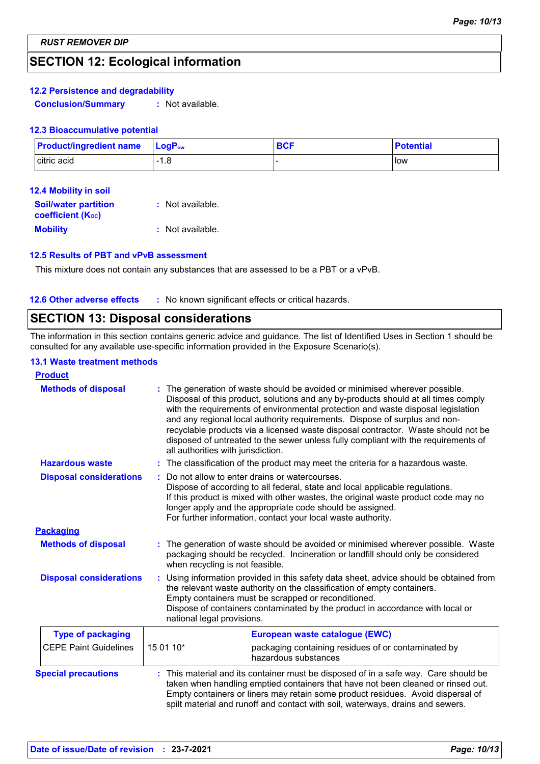## SECTION 12: Ecological information

### 12.2 Persistence and degradability

**Conclusion/Summary** : Not available.

### 12.3 Bioaccumulative potential

| Product/ingredient name | $LogP_{ow}$ | BCF | Potential |
|---|---|---|---|
| citric acid | -1.8 | - | low |

### 12.4 Mobility in soil

**Soil/water partition coefficient ($K_{OC}$)** : Not available.

**Mobility** : Not available.

### 12.5 Results of PBT and vPvB assessment

This mixture does not contain any substances that are assessed to be a PBT or a vPvB.

**12.6 Other adverse effects** : No known significant effects or critical hazards.

## SECTION 13: Disposal considerations

The information in this section contains generic advice and guidance. The list of Identified Uses in Section 1 should be consulted for any available use-specific information provided in the Exposure Scenario(s).

### 13.1 Waste treatment methods

**Product**

**Methods of disposal** : The generation of waste should be avoided or minimised wherever possible. Disposal of this product, solutions and any by-products should at all times comply with the requirements of environmental protection and waste disposal legislation and any regional local authority requirements. Dispose of surplus and non-recyclable products via a licensed waste disposal contractor. Waste should not be disposed of untreated to the sewer unless fully compliant with the requirements of all authorities with jurisdiction.

**Hazardous waste** : The classification of the product may meet the criteria for a hazardous waste.

**Disposal considerations** : Do not allow to enter drains or watercourses.
Dispose of according to all federal, state and local applicable regulations.
If this product is mixed with other wastes, the original waste product code may no longer apply and the appropriate code should be assigned.
For further information, contact your local waste authority.

**Packaging**

**Methods of disposal** : The generation of waste should be avoided or minimised wherever possible. Waste packaging should be recycled. Incineration or landfill should only be considered when recycling is not feasible.

**Disposal considerations** : Using information provided in this safety data sheet, advice should be obtained from the relevant waste authority on the classification of empty containers.
Empty containers must be scrapped or reconditioned.
Dispose of containers contaminated by the product in accordance with local or national legal provisions.

| Type of packaging | European waste catalogue (EWC) | |
|---|---|---|
| CEPE Paint Guidelines | 15 01 10* | packaging containing residues of or contaminated by hazardous substances |

**Special precautions** : This material and its container must be disposed of in a safe way. Care should be taken when handling emptied containers that have not been cleaned or rinsed out. Empty containers or liners may retain some product residues. Avoid dispersal of spilt material and runoff and contact with soil, waterways, drains and sewers.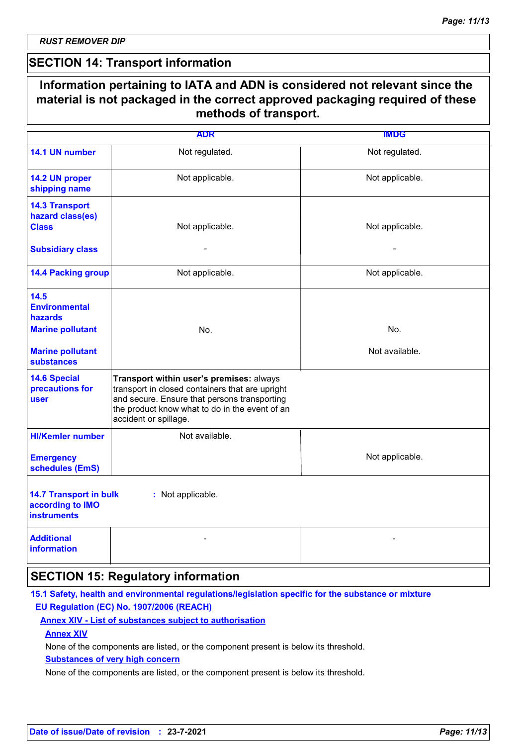RUST REMOVER DIP

## SECTION 14: Transport information

**Information pertaining to IATA and ADN is considered not relevant since the material is not packaged in the correct approved packaging required of these methods of transport.**

| | ADR | IMDG |
|---|---|---|
| **14.1 UN number** | Not regulated. | Not regulated. |
| **14.2 UN proper shipping name** | Not applicable. | Not applicable. |
| **14.3 Transport hazard class(es)** **Class** | Not applicable. | Not applicable. |
| **Subsidiary class** | - | - |
| **14.4 Packing group** | Not applicable. | Not applicable. |
| **14.5 Environmental hazards** **Marine pollutant** | No. | No. |
| **Marine pollutant substances** | | Not available. |
| **14.6 Special precautions for user** | **Transport within user's premises:** always transport in closed containers that are upright and secure. Ensure that persons transporting the product know what to do in the event of an accident or spillage. | |
| **HI/Kemler number** | Not available. | |
| **Emergency schedules (EmS)** | | Not applicable. |
| **14.7 Transport in bulk according to IMO instruments** | : Not applicable. | |
| **Additional information** | - | - |

## SECTION 15: Regulatory information

**15.1 Safety, health and environmental regulations/legislation specific for the substance or mixture**

**EU Regulation (EC) No. 1907/2006 (REACH)**

**Annex XIV - List of substances subject to authorisation**

**Annex XIV**

None of the components are listed, or the component present is below its threshold.

**Substances of very high concern**

None of the components are listed, or the component present is below its threshold.

**Date of issue/Date of revision** : **23-7-2021**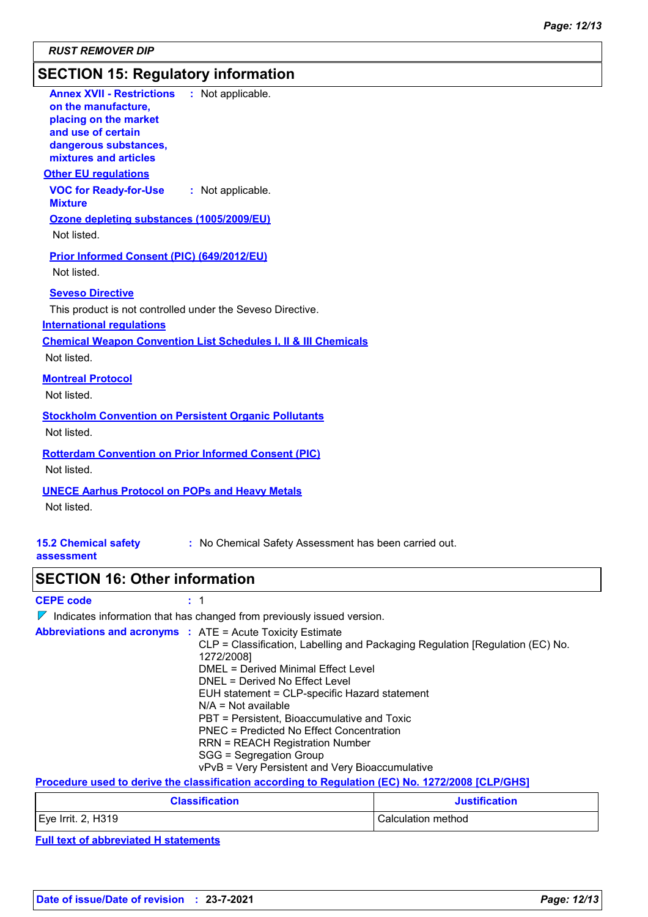## SECTION 15: Regulatory information

**Annex XVII - Restrictions on the manufacture, placing on the market and use of certain dangerous substances, mixtures and articles** : Not applicable.

**Other EU regulations**

**VOC for Ready-for-Use Mixture** : Not applicable.

**Ozone depleting substances (1005/2009/EU)**

Not listed.

**Prior Informed Consent (PIC) (649/2012/EU)**

Not listed.

**Seveso Directive**

This product is not controlled under the Seveso Directive.

**International regulations**

**Chemical Weapon Convention List Schedules I, II & III Chemicals**

Not listed.

**Montreal Protocol**

Not listed.

**Stockholm Convention on Persistent Organic Pollutants**

Not listed.

**Rotterdam Convention on Prior Informed Consent (PIC)**

Not listed.

**UNECE Aarhus Protocol on POPs and Heavy Metals**

Not listed.

**15.2 Chemical safety assessment** : No Chemical Safety Assessment has been carried out.

## SECTION 16: Other information

**CEPE code** : 1

Indicates information that has changed from previously issued version.

**Abbreviations and acronyms** :
ATE = Acute Toxicity Estimate
CLP = Classification, Labelling and Packaging Regulation [Regulation (EC) No. 1272/2008]
DMEL = Derived Minimal Effect Level
DNEL = Derived No Effect Level
EUH statement = CLP-specific Hazard statement
N/A = Not available
PBT = Persistent, Bioaccumulative and Toxic
PNEC = Predicted No Effect Concentration
RRN = REACH Registration Number
SGG = Segregation Group
vPvB = Very Persistent and Very Bioaccumulative

**Procedure used to derive the classification according to Regulation (EC) No. 1272/2008 [CLP/GHS]**

| Classification | Justification |
|---|---|
| Eye Irrit. 2, H319 | Calculation method |

**Full text of abbreviated H statements**

**Date of issue/Date of revision** : **23-7-2021**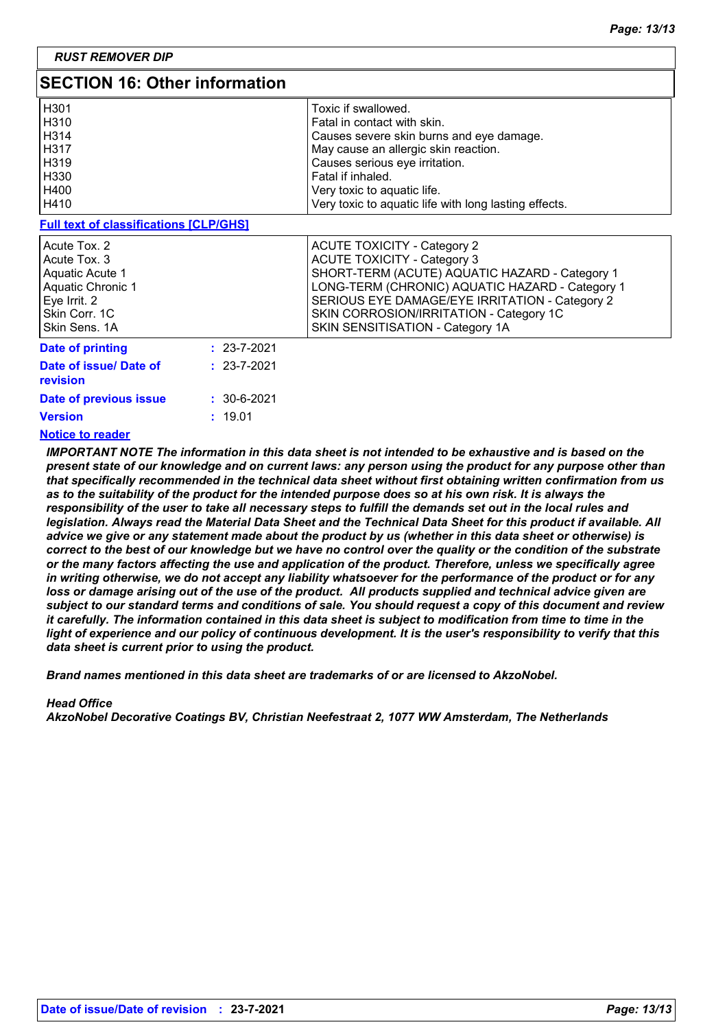## SECTION 16: Other information

| | |
|---|---|
| H301 | Toxic if swallowed. |
| H310 | Fatal in contact with skin. |
| H314 | Causes severe skin burns and eye damage. |
| H317 | May cause an allergic skin reaction. |
| H319 | Causes serious eye irritation. |
| H330 | Fatal if inhaled. |
| H400 | Very toxic to aquatic life. |
| H410 | Very toxic to aquatic life with long lasting effects. |

**Full text of classifications [CLP/GHS]**

| | |
|---|---|
| Acute Tox. 2 | ACUTE TOXICITY - Category 2 |
| Acute Tox. 3 | ACUTE TOXICITY - Category 3 |
| Aquatic Acute 1 | SHORT-TERM (ACUTE) AQUATIC HAZARD - Category 1 |
| Aquatic Chronic 1 | LONG-TERM (CHRONIC) AQUATIC HAZARD - Category 1 |
| Eye Irrit. 2 | SERIOUS EYE DAMAGE/EYE IRRITATION - Category 2 |
| Skin Corr. 1C | SKIN CORROSION/IRRITATION - Category 1C |
| Skin Sens. 1A | SKIN SENSITISATION - Category 1A |

**Date of printing** : 23-7-2021

**Date of issue/ Date of revision** : 23-7-2021

**Date of previous issue** : 30-6-2021

**Version** : 19.01

**Notice to reader**

***IMPORTANT NOTE The information in this data sheet is not intended to be exhaustive and is based on the present state of our knowledge and on current laws: any person using the product for any purpose other than that specifically recommended in the technical data sheet without first obtaining written confirmation from us as to the suitability of the product for the intended purpose does so at his own risk. It is always the responsibility of the user to take all necessary steps to fulfill the demands set out in the local rules and legislation. Always read the Material Data Sheet and the Technical Data Sheet for this product if available. All advice we give or any statement made about the product by us (whether in this data sheet or otherwise) is correct to the best of our knowledge but we have no control over the quality or the condition of the substrate or the many factors affecting the use and application of the product. Therefore, unless we specifically agree in writing otherwise, we do not accept any liability whatsoever for the performance of the product or for any loss or damage arising out of the use of the product. All products supplied and technical advice given are subject to our standard terms and conditions of sale. You should request a copy of this document and review it carefully. The information contained in this data sheet is subject to modification from time to time in the light of experience and our policy of continuous development. It is the user's responsibility to verify that this data sheet is current prior to using the product.***

***Brand names mentioned in this data sheet are trademarks of or are licensed to AkzoNobel.***

***Head Office***
***AkzoNobel Decorative Coatings BV, Christian Neefestraat 2, 1077 WW Amsterdam, The Netherlands***